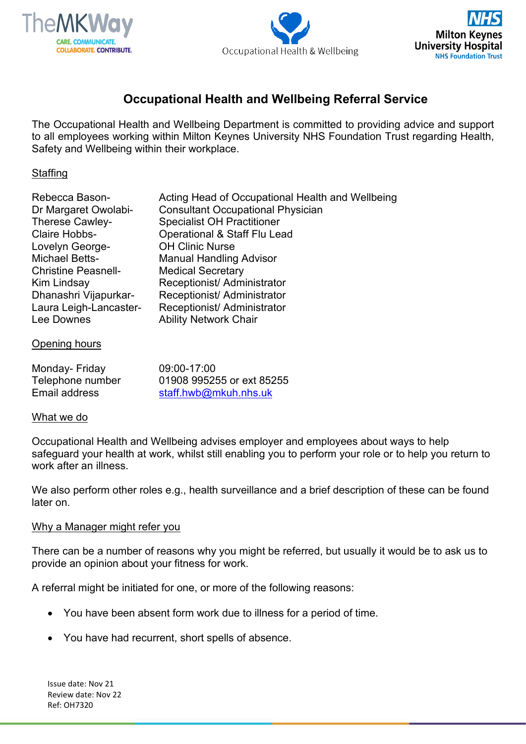# Occupational Health and Wellbeing Referral Service

The Occupational Health and Wellbeing Department is committed to providing advice and support to all employees working within Milton Keynes University NHS Foundation Trust regarding Health, Safety and Wellbeing within their workplace.

## Staffing

| | |
|---|---|
| Rebecca Bason- | Acting Head of Occupational Health and Wellbeing |
| Dr Margaret Owolabi- | Consultant Occupational Physician |
| Therese Cawley- | Specialist OH Practitioner |
| Claire Hobbs- | Operational & Staff Flu Lead |
| Lovelyn George- | OH Clinic Nurse |
| Michael Betts- | Manual Handling Advisor |
| Christine Peasnell- | Medical Secretary |
| Kim Lindsay | Receptionist/ Administrator |
| Dhanashri Vijapurkar- | Receptionist/ Administrator |
| Laura Leigh-Lancaster- | Receptionist/ Administrator |
| Lee Downes | Ability Network Chair |

## Opening hours

| | |
|---|---|
| Monday- Friday | 09:00-17:00 |
| Telephone number | 01908 995255 or ext 85255 |
| Email address | staff.hwb@mkuh.nhs.uk |

## What we do

Occupational Health and Wellbeing advises employer and employees about ways to help safeguard your health at work, whilst still enabling you to perform your role or to help you return to work after an illness.

We also perform other roles e.g., health surveillance and a brief description of these can be found later on.

## Why a Manager might refer you

There can be a number of reasons why you might be referred, but usually it would be to ask us to provide an opinion about your fitness for work.

A referral might be initiated for one, or more of the following reasons:

- You have been absent form work due to illness for a period of time.
- You have had recurrent, short spells of absence.

Issue date: Nov 21
Review date: Nov 22
Ref: OH7320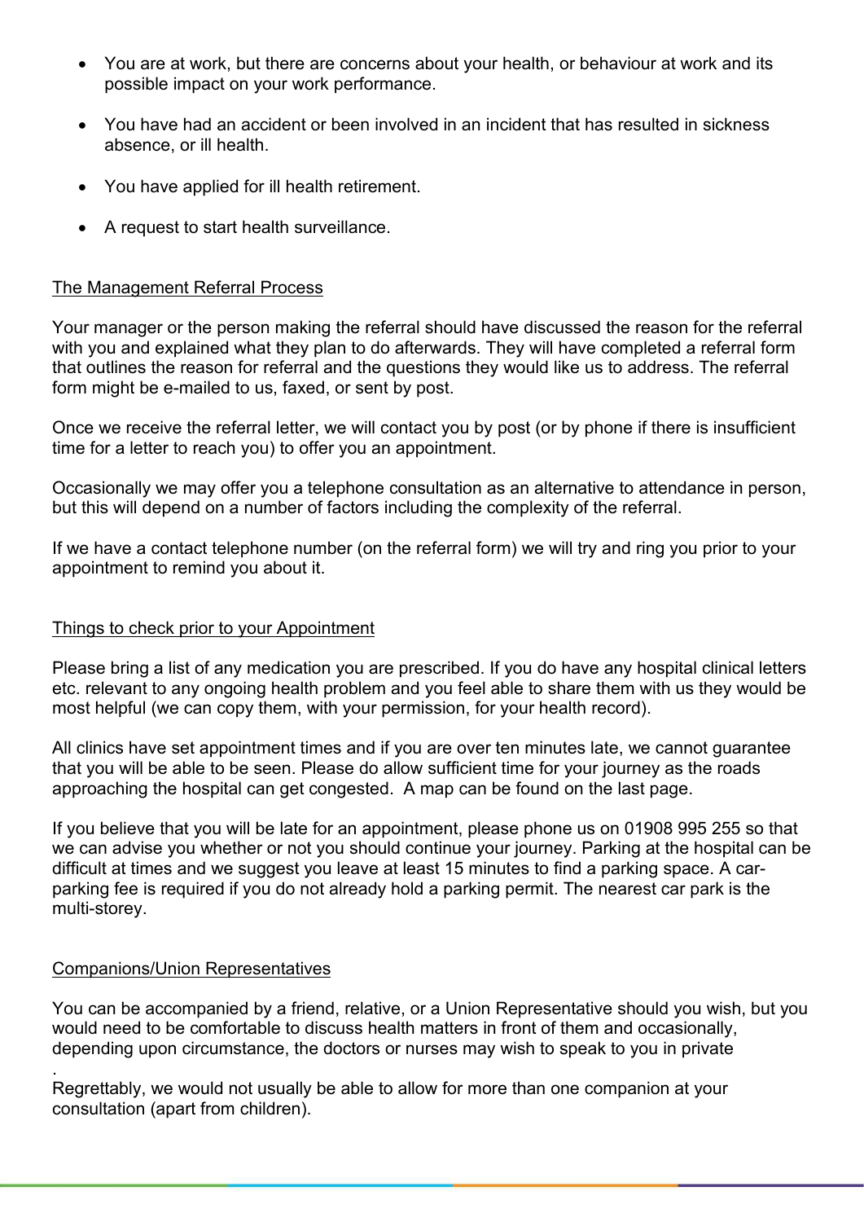- You are at work, but there are concerns about your health, or behaviour at work and its possible impact on your work performance.
- You have had an accident or been involved in an incident that has resulted in sickness absence, or ill health.
- You have applied for ill health retirement.
- A request to start health surveillance.

## The Management Referral Process

Your manager or the person making the referral should have discussed the reason for the referral with you and explained what they plan to do afterwards. They will have completed a referral form that outlines the reason for referral and the questions they would like us to address. The referral form might be e-mailed to us, faxed, or sent by post.

Once we receive the referral letter, we will contact you by post (or by phone if there is insufficient time for a letter to reach you) to offer you an appointment.

Occasionally we may offer you a telephone consultation as an alternative to attendance in person, but this will depend on a number of factors including the complexity of the referral.

If we have a contact telephone number (on the referral form) we will try and ring you prior to your appointment to remind you about it.

## Things to check prior to your Appointment

Please bring a list of any medication you are prescribed. If you do have any hospital clinical letters etc. relevant to any ongoing health problem and you feel able to share them with us they would be most helpful (we can copy them, with your permission, for your health record).

All clinics have set appointment times and if you are over ten minutes late, we cannot guarantee that you will be able to be seen. Please do allow sufficient time for your journey as the roads approaching the hospital can get congested. A map can be found on the last page.

If you believe that you will be late for an appointment, please phone us on 01908 995 255 so that we can advise you whether or not you should continue your journey. Parking at the hospital can be difficult at times and we suggest you leave at least 15 minutes to find a parking space. A car-parking fee is required if you do not already hold a parking permit. The nearest car park is the multi-storey.

## Companions/Union Representatives

You can be accompanied by a friend, relative, or a Union Representative should you wish, but you would need to be comfortable to discuss health matters in front of them and occasionally, depending upon circumstance, the doctors or nurses may wish to speak to you in private

.
Regrettably, we would not usually be able to allow for more than one companion at your consultation (apart from children).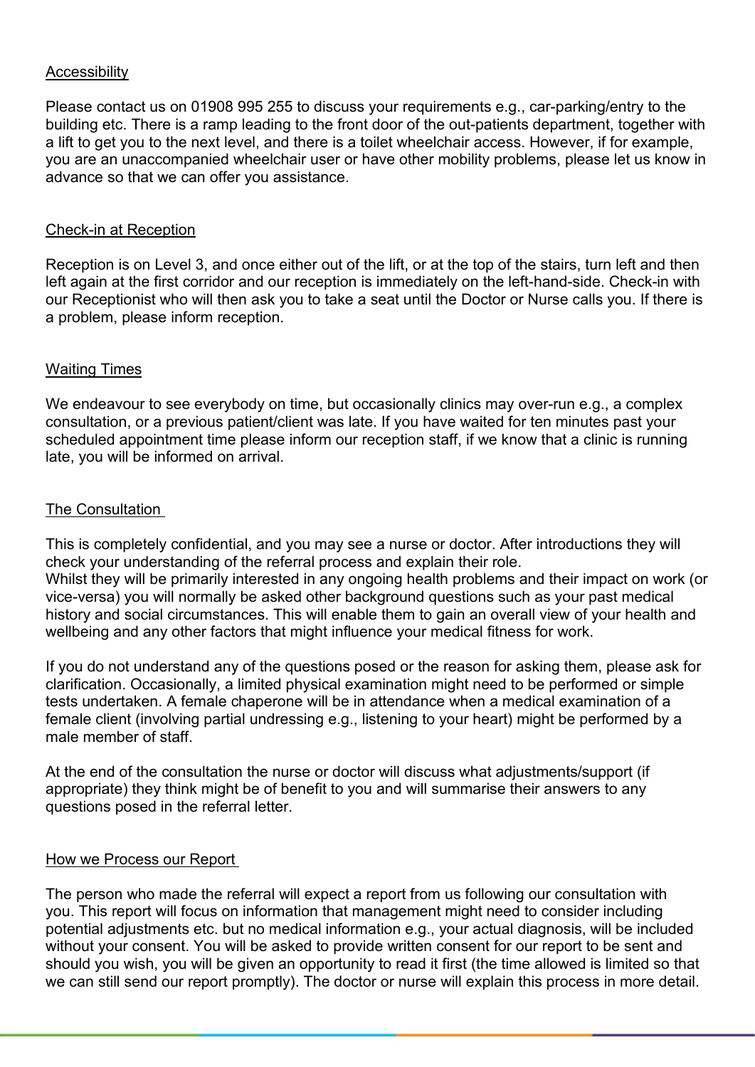<u>Accessibility</u>

Please contact us on 01908 995 255 to discuss your requirements e.g., car-parking/entry to the building etc. There is a ramp leading to the front door of the out-patients department, together with a lift to get you to the next level, and there is a toilet wheelchair access. However, if for example, you are an unaccompanied wheelchair user or have other mobility problems, please let us know in advance so that we can offer you assistance.

<u>Check-in at Reception</u>

Reception is on Level 3, and once either out of the lift, or at the top of the stairs, turn left and then left again at the first corridor and our reception is immediately on the left-hand-side. Check-in with our Receptionist who will then ask you to take a seat until the Doctor or Nurse calls you. If there is a problem, please inform reception.

<u>Waiting Times</u>

We endeavour to see everybody on time, but occasionally clinics may over-run e.g., a complex consultation, or a previous patient/client was late. If you have waited for ten minutes past your scheduled appointment time please inform our reception staff, if we know that a clinic is running late, you will be informed on arrival.

<u>The Consultation</u>

This is completely confidential, and you may see a nurse or doctor. After introductions they will check your understanding of the referral process and explain their role.
Whilst they will be primarily interested in any ongoing health problems and their impact on work (or vice-versa) you will normally be asked other background questions such as your past medical history and social circumstances. This will enable them to gain an overall view of your health and wellbeing and any other factors that might influence your medical fitness for work.

If you do not understand any of the questions posed or the reason for asking them, please ask for clarification. Occasionally, a limited physical examination might need to be performed or simple tests undertaken. A female chaperone will be in attendance when a medical examination of a female client (involving partial undressing e.g., listening to your heart) might be performed by a male member of staff.

At the end of the consultation the nurse or doctor will discuss what adjustments/support (if appropriate) they think might be of benefit to you and will summarise their answers to any questions posed in the referral letter.

<u>How we Process our Report</u>

The person who made the referral will expect a report from us following our consultation with you. This report will focus on information that management might need to consider including potential adjustments etc. but no medical information e.g., your actual diagnosis, will be included without your consent. You will be asked to provide written consent for our report to be sent and should you wish, you will be given an opportunity to read it first (the time allowed is limited so that we can still send our report promptly). The doctor or nurse will explain this process in more detail.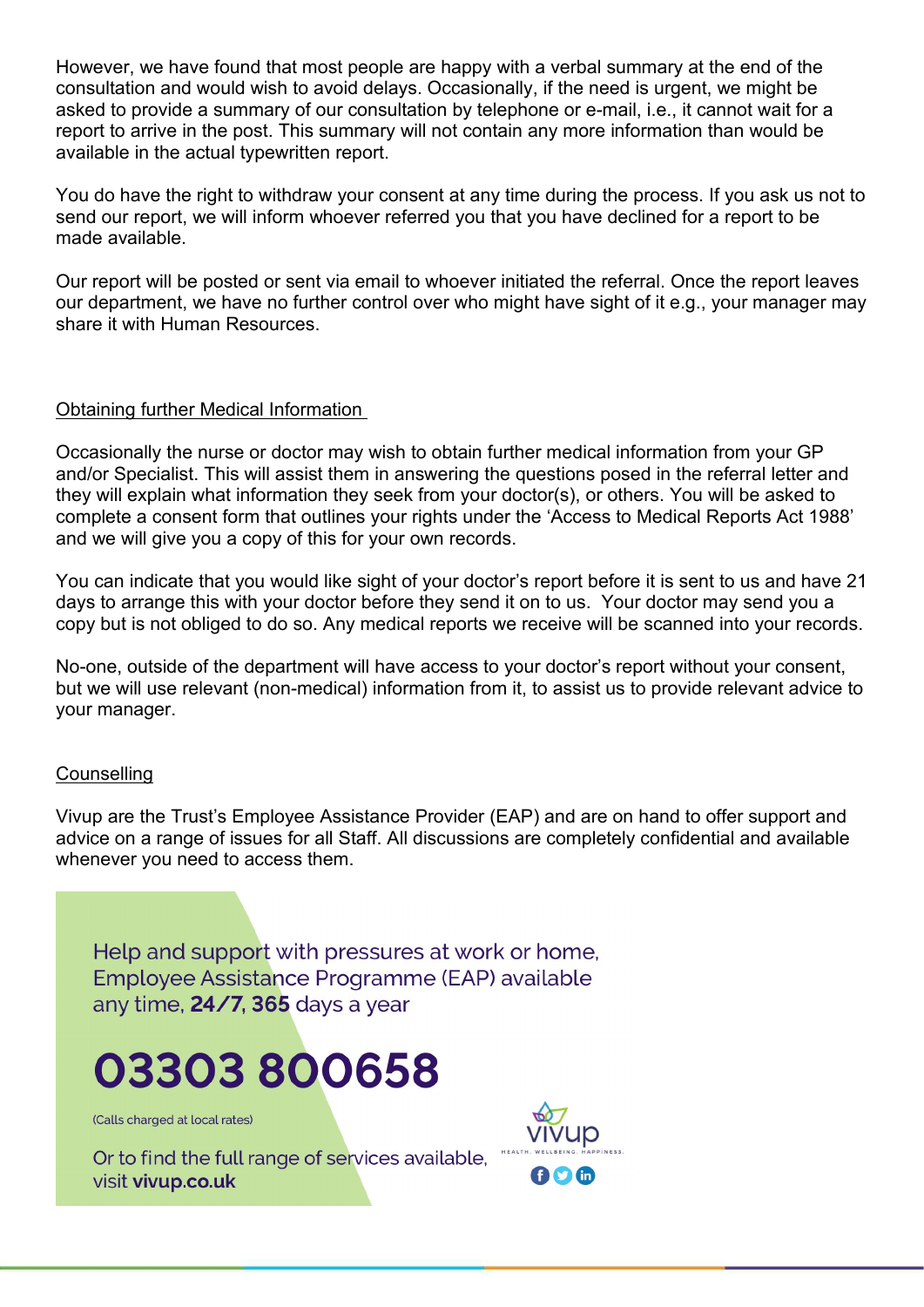However, we have found that most people are happy with a verbal summary at the end of the consultation and would wish to avoid delays. Occasionally, if the need is urgent, we might be asked to provide a summary of our consultation by telephone or e-mail, i.e., it cannot wait for a report to arrive in the post. This summary will not contain any more information than would be available in the actual typewritten report.

You do have the right to withdraw your consent at any time during the process. If you ask us not to send our report, we will inform whoever referred you that you have declined for a report to be made available.

Our report will be posted or sent via email to whoever initiated the referral. Once the report leaves our department, we have no further control over who might have sight of it e.g., your manager may share it with Human Resources.

## Obtaining further Medical Information

Occasionally the nurse or doctor may wish to obtain further medical information from your GP and/or Specialist. This will assist them in answering the questions posed in the referral letter and they will explain what information they seek from your doctor(s), or others. You will be asked to complete a consent form that outlines your rights under the 'Access to Medical Reports Act 1988' and we will give you a copy of this for your own records.

You can indicate that you would like sight of your doctor's report before it is sent to us and have 21 days to arrange this with your doctor before they send it on to us. Your doctor may send you a copy but is not obliged to do so. Any medical reports we receive will be scanned into your records.

No-one, outside of the department will have access to your doctor's report without your consent, but we will use relevant (non-medical) information from it, to assist us to provide relevant advice to your manager.

## Counselling

Vivup are the Trust's Employee Assistance Provider (EAP) and are on hand to offer support and advice on a range of issues for all Staff. All discussions are completely confidential and available whenever you need to access them.

Help and support with pressures at work or home, Employee Assistance Programme (EAP) available any time, **24/7**, **365** days a year

**03303 800658**

(Calls charged at local rates)

Or to find the full range of services available, visit **vivup.co.uk**

vivup
HEALTH. WELLBEING. HAPPINESS.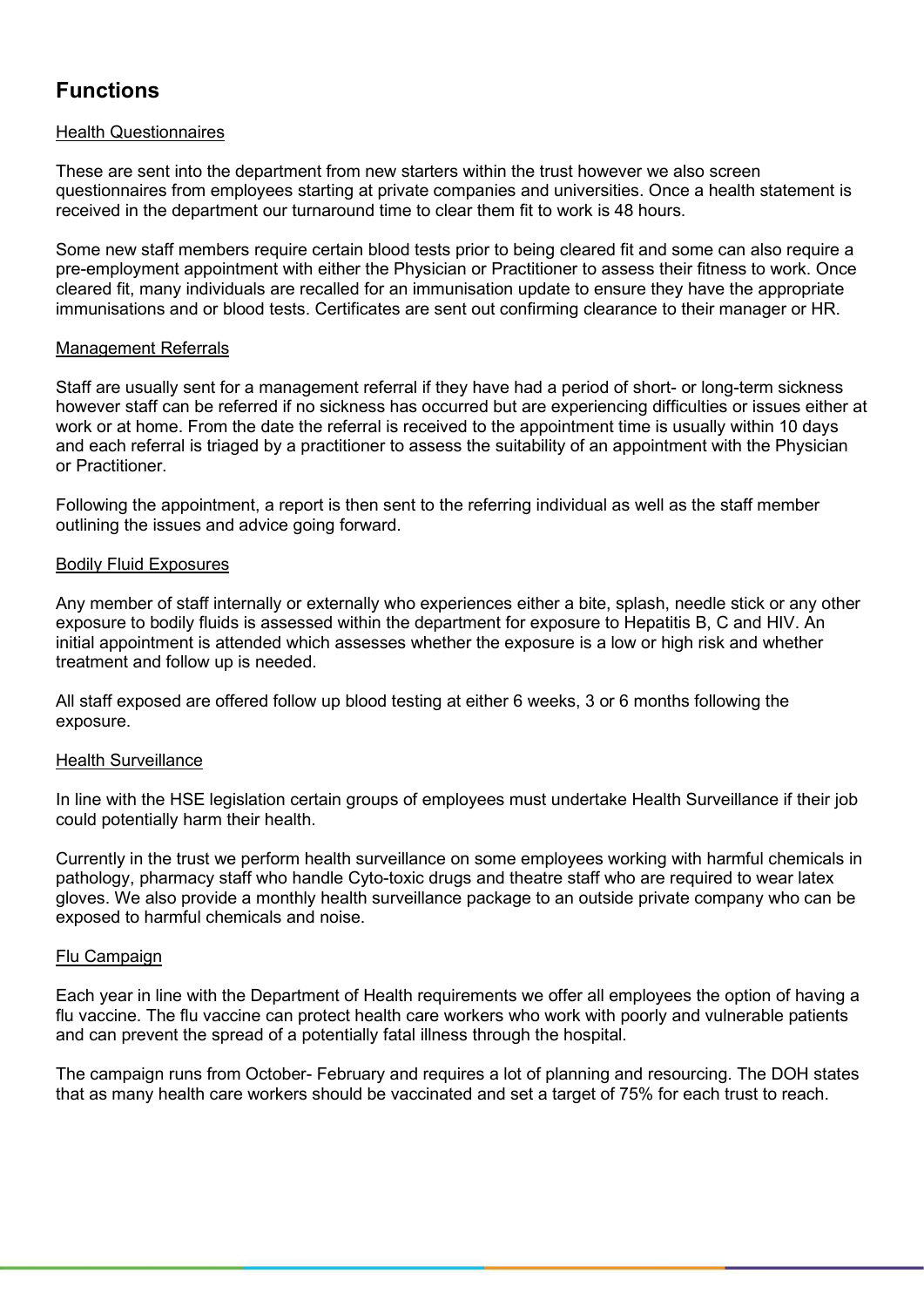## Functions

Health Questionnaires

These are sent into the department from new starters within the trust however we also screen questionnaires from employees starting at private companies and universities. Once a health statement is received in the department our turnaround time to clear them fit to work is 48 hours.

Some new staff members require certain blood tests prior to being cleared fit and some can also require a pre-employment appointment with either the Physician or Practitioner to assess their fitness to work. Once cleared fit, many individuals are recalled for an immunisation update to ensure they have the appropriate immunisations and or blood tests. Certificates are sent out confirming clearance to their manager or HR.

Management Referrals

Staff are usually sent for a management referral if they have had a period of short- or long-term sickness however staff can be referred if no sickness has occurred but are experiencing difficulties or issues either at work or at home. From the date the referral is received to the appointment time is usually within 10 days and each referral is triaged by a practitioner to assess the suitability of an appointment with the Physician or Practitioner.

Following the appointment, a report is then sent to the referring individual as well as the staff member outlining the issues and advice going forward.

Bodily Fluid Exposures

Any member of staff internally or externally who experiences either a bite, splash, needle stick or any other exposure to bodily fluids is assessed within the department for exposure to Hepatitis B, C and HIV. An initial appointment is attended which assesses whether the exposure is a low or high risk and whether treatment and follow up is needed.

All staff exposed are offered follow up blood testing at either 6 weeks, 3 or 6 months following the exposure.

Health Surveillance

In line with the HSE legislation certain groups of employees must undertake Health Surveillance if their job could potentially harm their health.

Currently in the trust we perform health surveillance on some employees working with harmful chemicals in pathology, pharmacy staff who handle Cyto-toxic drugs and theatre staff who are required to wear latex gloves. We also provide a monthly health surveillance package to an outside private company who can be exposed to harmful chemicals and noise.

Flu Campaign

Each year in line with the Department of Health requirements we offer all employees the option of having a flu vaccine. The flu vaccine can protect health care workers who work with poorly and vulnerable patients and can prevent the spread of a potentially fatal illness through the hospital.

The campaign runs from October- February and requires a lot of planning and resourcing. The DOH states that as many health care workers should be vaccinated and set a target of 75% for each trust to reach.